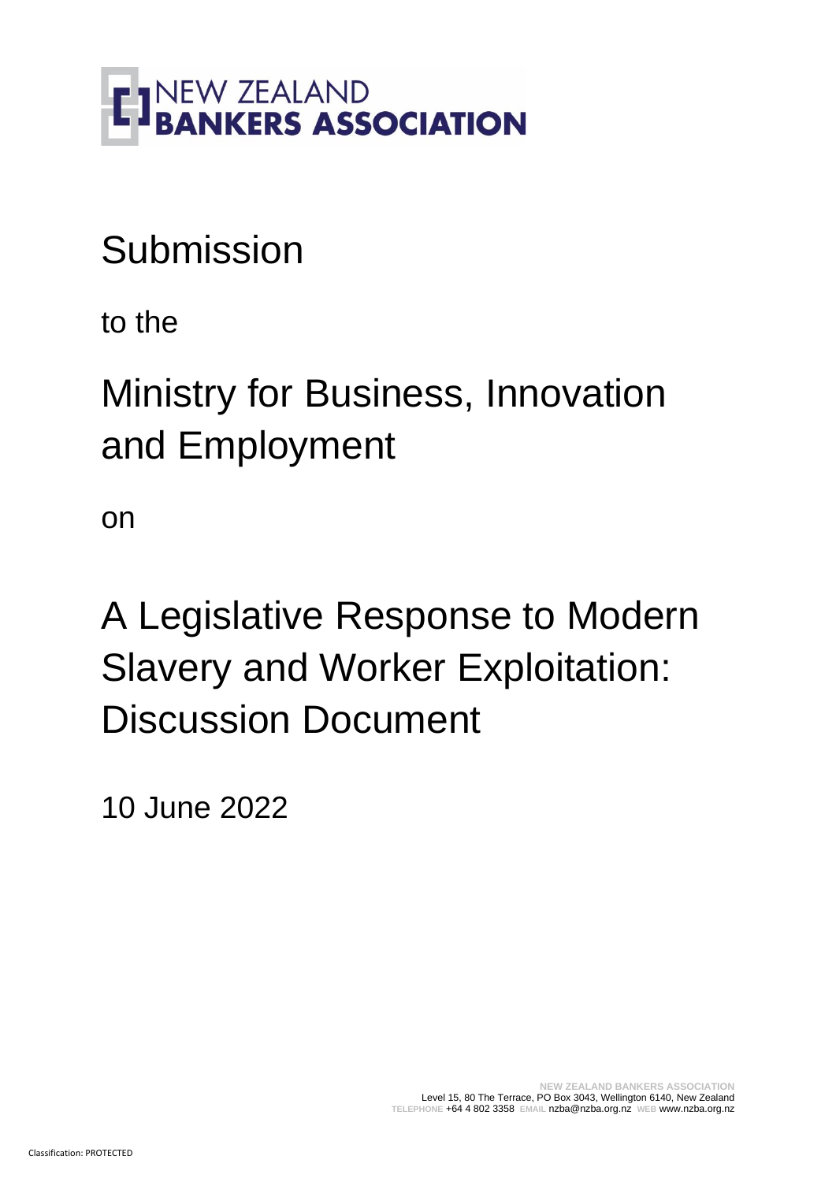NEW ZEALAND
**BANKERS ASSOCIATION**

# Submission

to the

# Ministry for Business, Innovation and Employment

on

# A Legislative Response to Modern Slavery and Worker Exploitation: Discussion Document

10 June 2022

**NEW ZEALAND BANKERS ASSOCIATION**
Level 15, 80 The Terrace, PO Box 3043, Wellington 6140, New Zealand
TELEPHONE +64 4 802 3358 EMAIL nzba@nzba.org.nz WEB www.nzba.org.nz

Classification: PROTECTED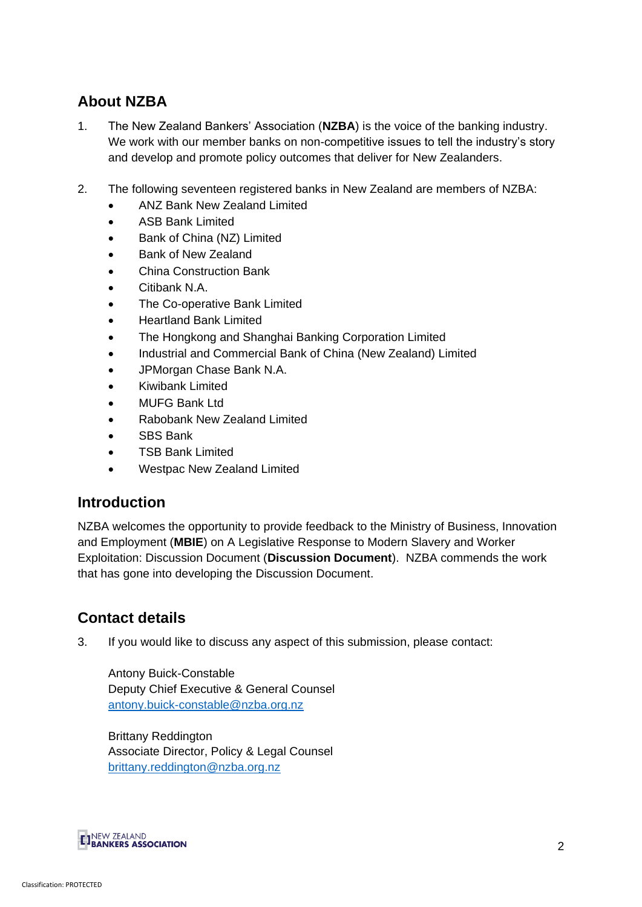## About NZBA

1. The New Zealand Bankers' Association (**NZBA**) is the voice of the banking industry. We work with our member banks on non-competitive issues to tell the industry's story and develop and promote policy outcomes that deliver for New Zealanders.

2. The following seventeen registered banks in New Zealand are members of NZBA:
   - ANZ Bank New Zealand Limited
   - ASB Bank Limited
   - Bank of China (NZ) Limited
   - Bank of New Zealand
   - China Construction Bank
   - Citibank N.A.
   - The Co-operative Bank Limited
   - Heartland Bank Limited
   - The Hongkong and Shanghai Banking Corporation Limited
   - Industrial and Commercial Bank of China (New Zealand) Limited
   - JPMorgan Chase Bank N.A.
   - Kiwibank Limited
   - MUFG Bank Ltd
   - Rabobank New Zealand Limited
   - SBS Bank
   - TSB Bank Limited
   - Westpac New Zealand Limited

## Introduction

NZBA welcomes the opportunity to provide feedback to the Ministry of Business, Innovation and Employment (**MBIE**) on A Legislative Response to Modern Slavery and Worker Exploitation: Discussion Document (**Discussion Document**). NZBA commends the work that has gone into developing the Discussion Document.

## Contact details

3. If you would like to discuss any aspect of this submission, please contact:

   Antony Buick-Constable
   Deputy Chief Executive & General Counsel
   antony.buick-constable@nzba.org.nz

   Brittany Reddington
   Associate Director, Policy & Legal Counsel
   brittany.reddington@nzba.org.nz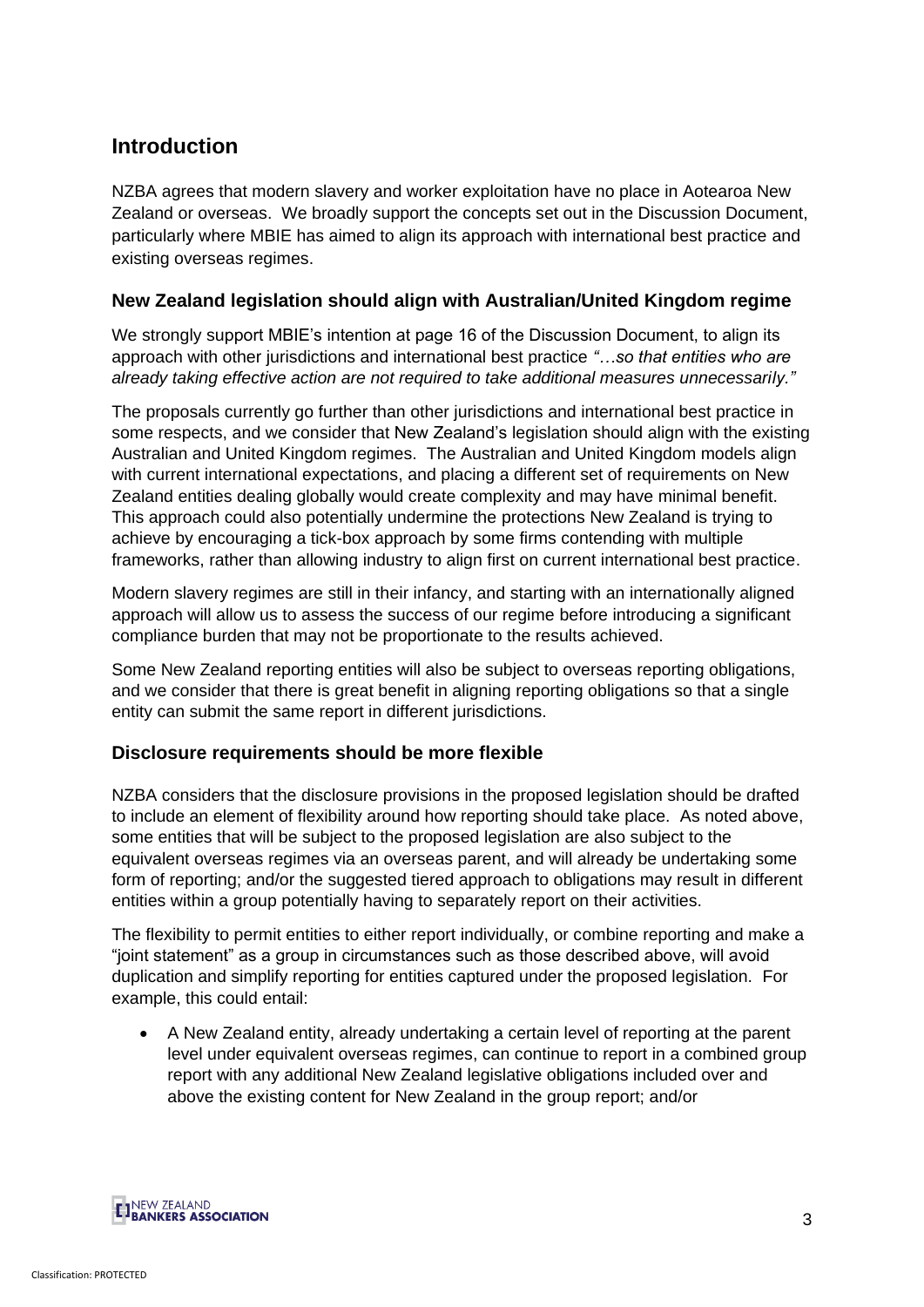## Introduction

NZBA agrees that modern slavery and worker exploitation have no place in Aotearoa New Zealand or overseas. We broadly support the concepts set out in the Discussion Document, particularly where MBIE has aimed to align its approach with international best practice and existing overseas regimes.

### New Zealand legislation should align with Australian/United Kingdom regime

We strongly support MBIE's intention at page 16 of the Discussion Document, to align its approach with other jurisdictions and international best practice *"…so that entities who are already taking effective action are not required to take additional measures unnecessarily."*

The proposals currently go further than other jurisdictions and international best practice in some respects, and we consider that New Zealand's legislation should align with the existing Australian and United Kingdom regimes. The Australian and United Kingdom models align with current international expectations, and placing a different set of requirements on New Zealand entities dealing globally would create complexity and may have minimal benefit. This approach could also potentially undermine the protections New Zealand is trying to achieve by encouraging a tick-box approach by some firms contending with multiple frameworks, rather than allowing industry to align first on current international best practice.

Modern slavery regimes are still in their infancy, and starting with an internationally aligned approach will allow us to assess the success of our regime before introducing a significant compliance burden that may not be proportionate to the results achieved.

Some New Zealand reporting entities will also be subject to overseas reporting obligations, and we consider that there is great benefit in aligning reporting obligations so that a single entity can submit the same report in different jurisdictions.

### Disclosure requirements should be more flexible

NZBA considers that the disclosure provisions in the proposed legislation should be drafted to include an element of flexibility around how reporting should take place. As noted above, some entities that will be subject to the proposed legislation are also subject to the equivalent overseas regimes via an overseas parent, and will already be undertaking some form of reporting; and/or the suggested tiered approach to obligations may result in different entities within a group potentially having to separately report on their activities.

The flexibility to permit entities to either report individually, or combine reporting and make a "joint statement" as a group in circumstances such as those described above, will avoid duplication and simplify reporting for entities captured under the proposed legislation. For example, this could entail:

- A New Zealand entity, already undertaking a certain level of reporting at the parent level under equivalent overseas regimes, can continue to report in a combined group report with any additional New Zealand legislative obligations included over and above the existing content for New Zealand in the group report; and/or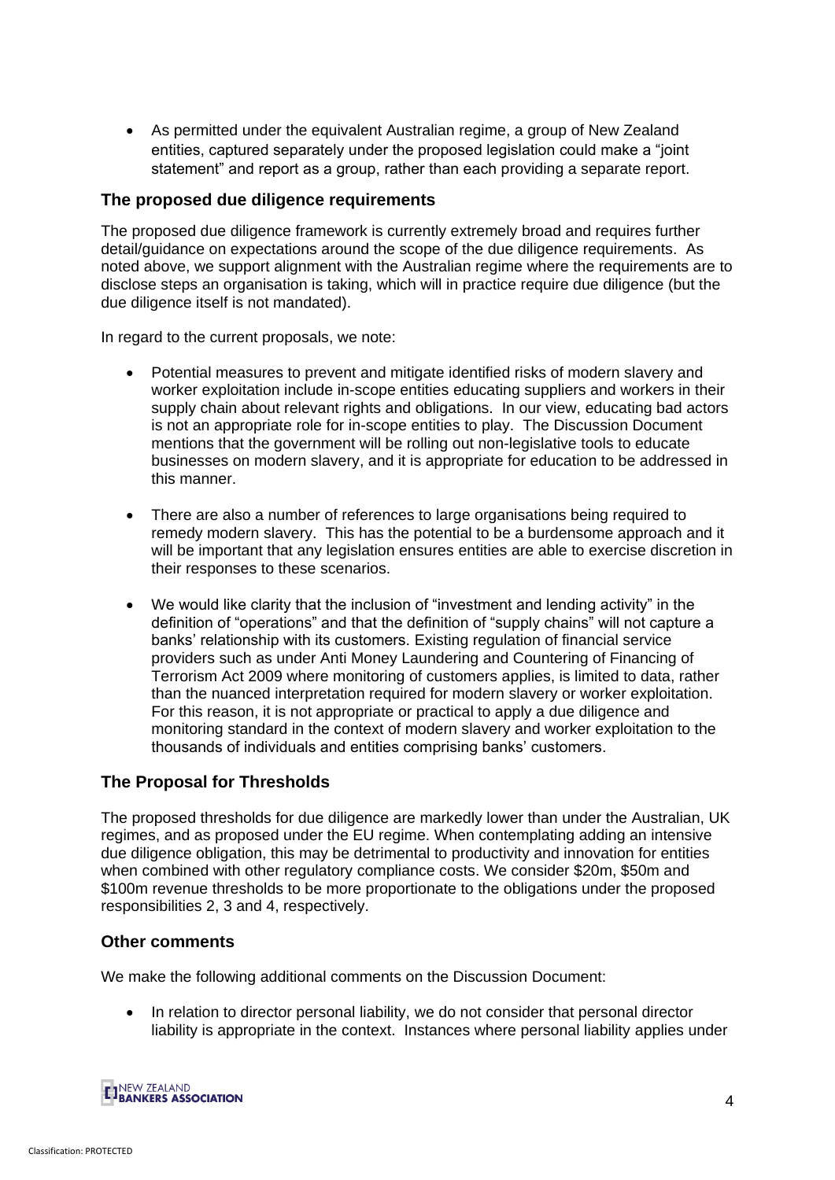- As permitted under the equivalent Australian regime, a group of New Zealand entities, captured separately under the proposed legislation could make a "joint statement" and report as a group, rather than each providing a separate report.

### The proposed due diligence requirements

The proposed due diligence framework is currently extremely broad and requires further detail/guidance on expectations around the scope of the due diligence requirements. As noted above, we support alignment with the Australian regime where the requirements are to disclose steps an organisation is taking, which will in practice require due diligence (but the due diligence itself is not mandated).

In regard to the current proposals, we note:

- Potential measures to prevent and mitigate identified risks of modern slavery and worker exploitation include in-scope entities educating suppliers and workers in their supply chain about relevant rights and obligations. In our view, educating bad actors is not an appropriate role for in-scope entities to play. The Discussion Document mentions that the government will be rolling out non-legislative tools to educate businesses on modern slavery, and it is appropriate for education to be addressed in this manner.

- There are also a number of references to large organisations being required to remedy modern slavery. This has the potential to be a burdensome approach and it will be important that any legislation ensures entities are able to exercise discretion in their responses to these scenarios.

- We would like clarity that the inclusion of "investment and lending activity" in the definition of "operations" and that the definition of "supply chains" will not capture a banks' relationship with its customers. Existing regulation of financial service providers such as under Anti Money Laundering and Countering of Financing of Terrorism Act 2009 where monitoring of customers applies, is limited to data, rather than the nuanced interpretation required for modern slavery or worker exploitation. For this reason, it is not appropriate or practical to apply a due diligence and monitoring standard in the context of modern slavery and worker exploitation to the thousands of individuals and entities comprising banks' customers.

### The Proposal for Thresholds

The proposed thresholds for due diligence are markedly lower than under the Australian, UK regimes, and as proposed under the EU regime. When contemplating adding an intensive due diligence obligation, this may be detrimental to productivity and innovation for entities when combined with other regulatory compliance costs. We consider $20m, $50m and $100m revenue thresholds to be more proportionate to the obligations under the proposed responsibilities 2, 3 and 4, respectively.

### Other comments

We make the following additional comments on the Discussion Document:

- In relation to director personal liability, we do not consider that personal director liability is appropriate in the context. Instances where personal liability applies under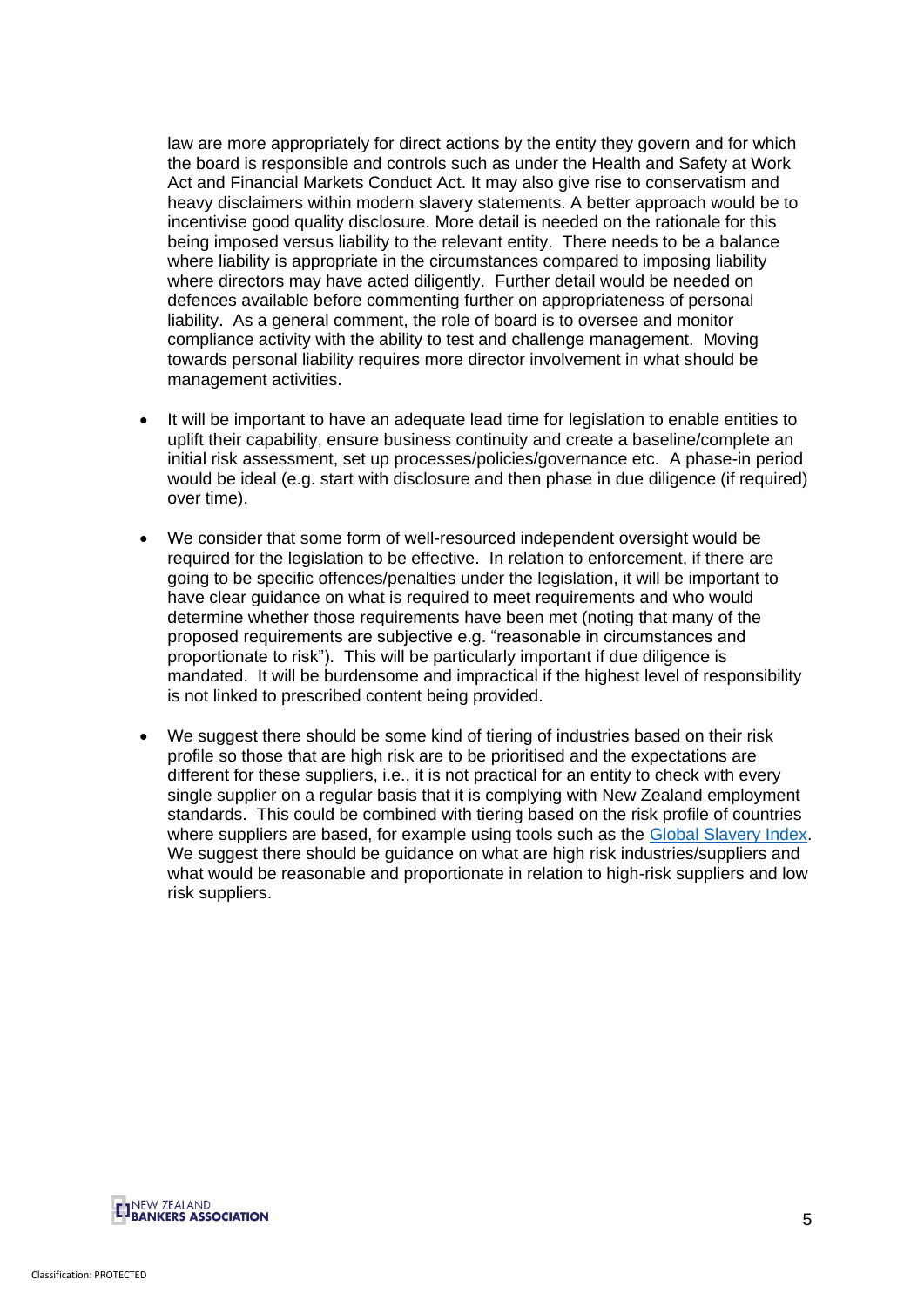law are more appropriately for direct actions by the entity they govern and for which the board is responsible and controls such as under the Health and Safety at Work Act and Financial Markets Conduct Act. It may also give rise to conservatism and heavy disclaimers within modern slavery statements. A better approach would be to incentivise good quality disclosure. More detail is needed on the rationale for this being imposed versus liability to the relevant entity. There needs to be a balance where liability is appropriate in the circumstances compared to imposing liability where directors may have acted diligently. Further detail would be needed on defences available before commenting further on appropriateness of personal liability. As a general comment, the role of board is to oversee and monitor compliance activity with the ability to test and challenge management. Moving towards personal liability requires more director involvement in what should be management activities.

- It will be important to have an adequate lead time for legislation to enable entities to uplift their capability, ensure business continuity and create a baseline/complete an initial risk assessment, set up processes/policies/governance etc. A phase-in period would be ideal (e.g. start with disclosure and then phase in due diligence (if required) over time).

- We consider that some form of well-resourced independent oversight would be required for the legislation to be effective. In relation to enforcement, if there are going to be specific offences/penalties under the legislation, it will be important to have clear guidance on what is required to meet requirements and who would determine whether those requirements have been met (noting that many of the proposed requirements are subjective e.g. "reasonable in circumstances and proportionate to risk"). This will be particularly important if due diligence is mandated. It will be burdensome and impractical if the highest level of responsibility is not linked to prescribed content being provided.

- We suggest there should be some kind of tiering of industries based on their risk profile so those that are high risk are to be prioritised and the expectations are different for these suppliers, i.e., it is not practical for an entity to check with every single supplier on a regular basis that it is complying with New Zealand employment standards. This could be combined with tiering based on the risk profile of countries where suppliers are based, for example using tools such as the Global Slavery Index. We suggest there should be guidance on what are high risk industries/suppliers and what would be reasonable and proportionate in relation to high-risk suppliers and low risk suppliers.